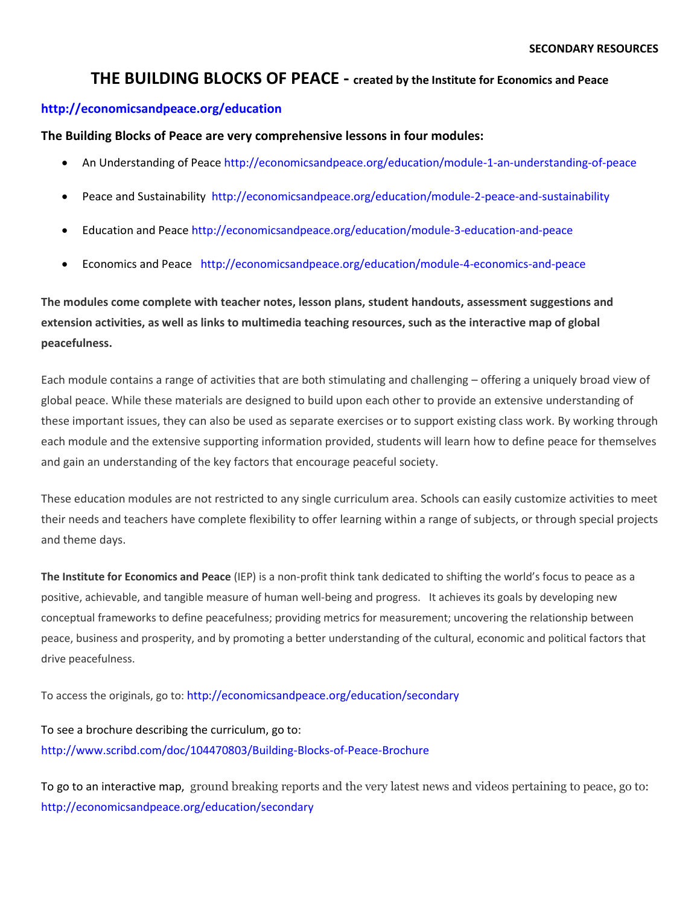**SECONDARY RESOURCES**

# THE BUILDING BLOCKS OF PEACE - created by the Institute for Economics and Peace

**http://economicsandpeace.org/education**

**The Building Blocks of Peace are very comprehensive lessons in four modules:**

- An Understanding of Peace http://economicsandpeace.org/education/module-1-an-understanding-of-peace
- Peace and Sustainability http://economicsandpeace.org/education/module-2-peace-and-sustainability
- Education and Peace http://economicsandpeace.org/education/module-3-education-and-peace
- Economics and Peace http://economicsandpeace.org/education/module-4-economics-and-peace

**The modules come complete with teacher notes, lesson plans, student handouts, assessment suggestions and extension activities, as well as links to multimedia teaching resources, such as the interactive map of global peacefulness.**

Each module contains a range of activities that are both stimulating and challenging – offering a uniquely broad view of global peace. While these materials are designed to build upon each other to provide an extensive understanding of these important issues, they can also be used as separate exercises or to support existing class work. By working through each module and the extensive supporting information provided, students will learn how to define peace for themselves and gain an understanding of the key factors that encourage peaceful society.

These education modules are not restricted to any single curriculum area. Schools can easily customize activities to meet their needs and teachers have complete flexibility to offer learning within a range of subjects, or through special projects and theme days.

**The Institute for Economics and Peace** (IEP) is a non-profit think tank dedicated to shifting the world's focus to peace as a positive, achievable, and tangible measure of human well-being and progress. It achieves its goals by developing new conceptual frameworks to define peacefulness; providing metrics for measurement; uncovering the relationship between peace, business and prosperity, and by promoting a better understanding of the cultural, economic and political factors that drive peacefulness.

To access the originals, go to: http://economicsandpeace.org/education/secondary

To see a brochure describing the curriculum, go to:
http://www.scribd.com/doc/104470803/Building-Blocks-of-Peace-Brochure

To go to an interactive map, ground breaking reports and the very latest news and videos pertaining to peace, go to:
http://economicsandpeace.org/education/secondary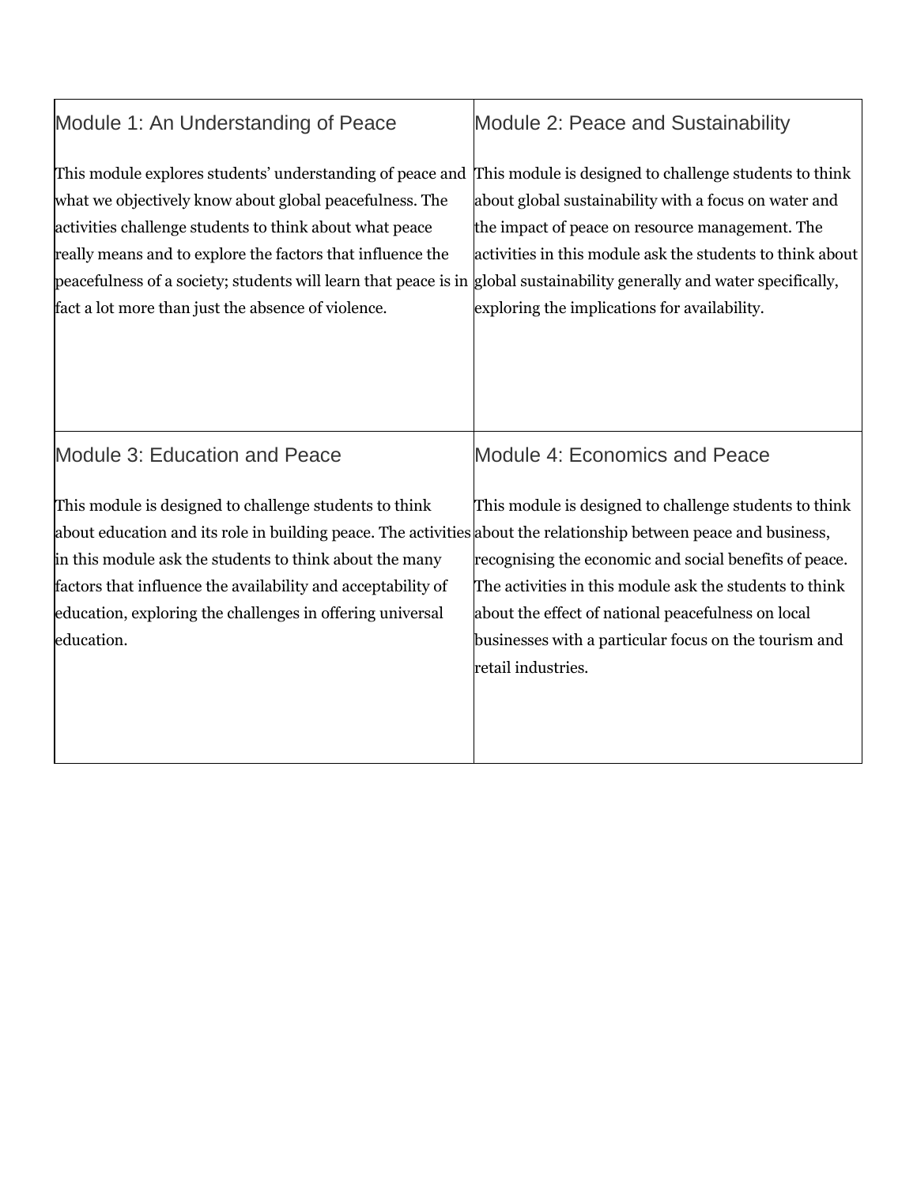| | |
|---|---|
| **Module 1: An Understanding of Peace**<br><br>This module explores students' understanding of peace and what we objectively know about global peacefulness. The activities challenge students to think about what peace really means and to explore the factors that influence the peacefulness of a society; students will learn that peace is in fact a lot more than just the absence of violence. | **Module 2: Peace and Sustainability**<br><br>This module is designed to challenge students to think about global sustainability with a focus on water and the impact of peace on resource management. The activities in this module ask the students to think about global sustainability generally and water specifically, exploring the implications for availability. |
| **Module 3: Education and Peace**<br><br>This module is designed to challenge students to think about education and its role in building peace. The activities in this module ask the students to think about the many factors that influence the availability and acceptability of education, exploring the challenges in offering universal education. | **Module 4: Economics and Peace**<br><br>This module is designed to challenge students to think about the relationship between peace and business, recognising the economic and social benefits of peace. The activities in this module ask the students to think about the effect of national peacefulness on local businesses with a particular focus on the tourism and retail industries. |